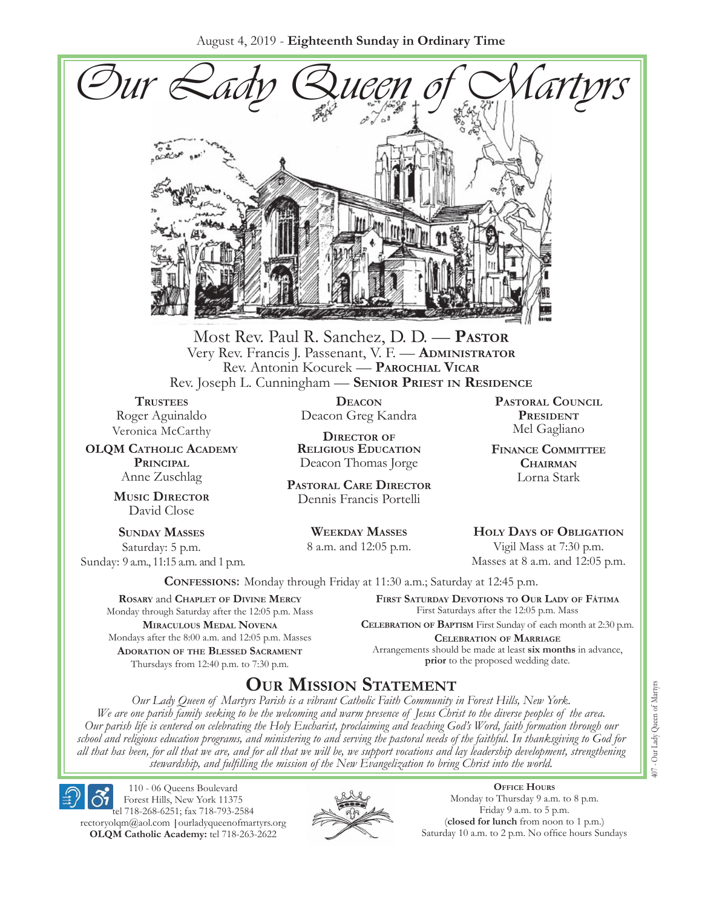August 4, 2019 - **Eighteenth Sunday in Ordinary Time**

# Our Lady Queen of Martyrs

Most Rev. Paul R. Sanchez, D. D. — **Pastor**
Very Rev. Francis J. Passenant, V. F. — **Administrator**
Rev. Antonin Kocurek — **Parochial Vicar**
Rev. Joseph L. Cunningham — **Senior Priest in Residence**

**Trustees**
Roger Aguinaldo
Veronica McCarthy

**OLQM Catholic Academy Principal**
Anne Zuschlag

**Music Director**
David Close

**Deacon**
Deacon Greg Kandra

**Director of Religious Education**
Deacon Thomas Jorge

**Pastoral Care Director**
Dennis Francis Portelli

**Pastoral Council President**
Mel Gagliano

**Finance Committee Chairman**
Lorna Stark

**Sunday Masses**
Saturday: 5 p.m.
Sunday: 9 a.m., 11:15 a.m. and 1 p.m.

**Weekday Masses**
8 a.m. and 12:05 p.m.

**Holy Days of Obligation**
Vigil Mass at 7:30 p.m.
Masses at 8 a.m. and 12:05 p.m.

**Confessions:** Monday through Friday at 11:30 a.m.; Saturday at 12:45 p.m.

**Rosary** and **Chaplet of Divine Mercy**
Monday through Saturday after the 12:05 p.m. Mass

**Miraculous Medal Novena**
Mondays after the 8:00 a.m. and 12:05 p.m. Masses

**Adoration of the Blessed Sacrament**
Thursdays from 12:40 p.m. to 7:30 p.m.

**First Saturday Devotions to Our Lady of Fátima**
First Saturdays after the 12:05 p.m. Mass

**Celebration of Baptism** First Sunday of each month at 2:30 p.m.

**Celebration of Marriage**
Arrangements should be made at least **six months** in advance, **prior** to the proposed wedding date.

## Our Mission Statement

*Our Lady Queen of Martyrs Parish is a vibrant Catholic Faith Community in Forest Hills, New York. We are one parish family seeking to be the welcoming and warm presence of Jesus Christ to the diverse peoples of the area. Our parish life is centered on celebrating the Holy Eucharist, proclaiming and teaching God's Word, faith formation through our school and religious education programs, and ministering to and serving the pastoral needs of the faithful. In thanksgiving to God for all that has been, for all that we are, and for all that we will be, we support vocations and lay leadership development, strengthening stewardship, and fulfilling the mission of the New Evangelization to bring Christ into the world.*

110 - 06 Queens Boulevard
Forest Hills, New York 11375
tel 718-268-6251; fax 718-793-2584
rectoryolqm@aol.com | ourladyqueenofmartyrs.org
**OLQM Catholic Academy:** tel 718-263-2622

**Office Hours**
Monday to Thursday 9 a.m. to 8 p.m.
Friday 9 a.m. to 5 p.m.
(**closed for lunch** from noon to 1 p.m.)
Saturday 10 a.m. to 2 p.m. No office hours Sundays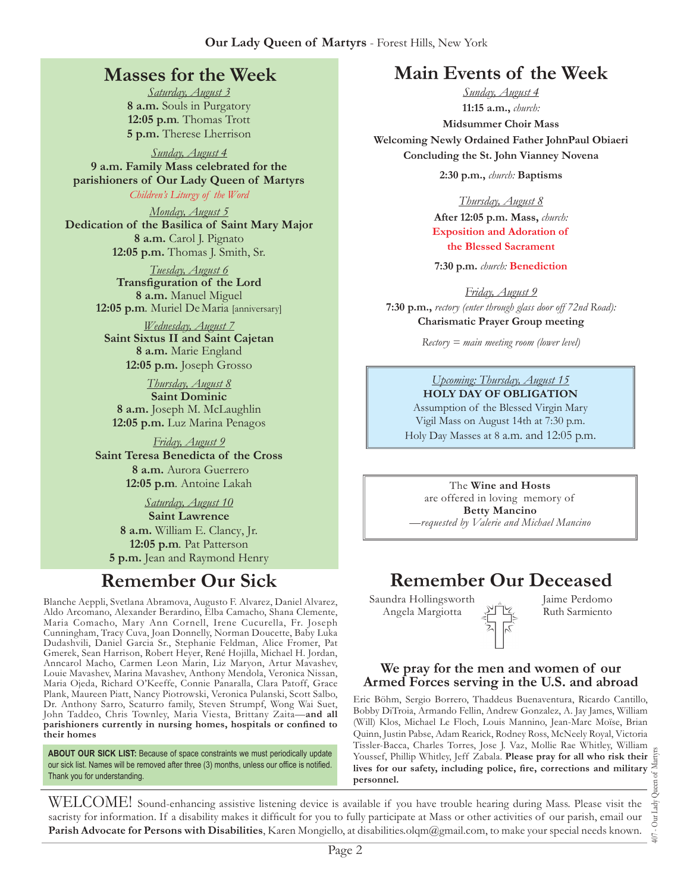## Masses for the Week

*Saturday, August 3*
**8 a.m.** Souls in Purgatory
**12:05 p.m**. Thomas Trott
**5 p.m.** Therese Lherrison

*Sunday, August 4*
**9 a.m. Family Mass celebrated for the parishioners of Our Lady Queen of Martyrs**
*Children's Liturgy of the Word*

*Monday, August 5*
**Dedication of the Basilica of Saint Mary Major**
**8 a.m.** Carol J. Pignato
**12:05 p.m.** Thomas J. Smith, Sr.

*Tuesday, August 6*
**Transfiguration of the Lord**
**8 a.m.** Manuel Miguel
**12:05 p.m**. Muriel De Maria [anniversary]

*Wednesday, August 7*
**Saint Sixtus II and Saint Cajetan**
**8 a.m.** Marie England
**12:05 p.m.** Joseph Grosso

*Thursday, August 8*
**Saint Dominic**
**8 a.m.** Joseph M. McLaughlin
**12:05 p.m.** Luz Marina Penagos

*Friday, August 9*
**Saint Teresa Benedicta of the Cross**
**8 a.m.** Aurora Guerrero
**12:05 p.m**. Antoine Lakah

*Saturday, August 10*
**Saint Lawrence**
**8 a.m.** William E. Clancy, Jr.
**12:05 p.m**. Pat Patterson
**5 p.m.** Jean and Raymond Henry

## Remember Our Sick

Blanche Aeppli, Svetlana Abramova, Augusto F. Alvarez, Daniel Alvarez, Aldo Arcomano, Alexander Berardino, Elba Camacho, Shana Clemente, Maria Comacho, Mary Ann Cornell, Irene Cucurella, Fr. Joseph Cunningham, Tracy Cuva, Joan Donnelly, Norman Doucette, Baby Luka Dudashvili, Daniel Garcia Sr., Stephanie Feldman, Alice Fromer, Pat Gmerek, Sean Harrison, Robert Heyer, René Hojilla, Michael H. Jordan, Anncarol Macho, Carmen Leon Marin, Liz Maryon, Artur Mavashev, Louie Mavashev, Marina Mavashev, Anthony Mendola, Veronica Nissan, Maria Ojeda, Richard O'Keeffe, Connie Panaralla, Clara Patoff, Grace Plank, Maureen Piatt, Nancy Piotrowski, Veronica Pulanski, Scott Salbo, Dr. Anthony Sarro, Scaturro family, Steven Strumpf, Wong Wai Suet, John Taddeo, Chris Townley, Maria Viesta, Brittany Zaita—**and all parishioners currently in nursing homes, hospitals or confined to their homes**

**ABOUT OUR SICK LIST:** Because of space constraints we must periodically update our sick list. Names will be removed after three (3) months, unless our office is notified. Thank you for understanding.

## Main Events of the Week

*Sunday, August 4*
**11:15 a.m.,** *church:*
**Midsummer Choir Mass**
**Welcoming Newly Ordained Father JohnPaul Obiaeri**
**Concluding the St. John Vianney Novena**

**2:30 p.m.,** *church:* **Baptisms**

*Thursday, August 8*
**After 12:05 p.m. Mass,** *church:*
**Exposition and Adoration of the Blessed Sacrament**

**7:30 p.m.** *church:* **Benediction**

*Friday, August 9*
**7:30 p.m.,** *rectory (enter through glass door off 72nd Road):*
**Charismatic Prayer Group meeting**

*Rectory = main meeting room (lower level)*

*Upcoming: Thursday, August 15*
**HOLY DAY OF OBLIGATION**
Assumption of the Blessed Virgin Mary
Vigil Mass on August 14th at 7:30 p.m.
Holy Day Masses at 8 a.m. and 12:05 p.m.

The **Wine and Hosts** are offered in loving memory of **Betty Mancino**
*—requested by Valerie and Michael Mancino*

## Remember Our Deceased

Saundra Hollingsworth
Angela Margiotta
Jaime Perdomo
Ruth Sarmiento

### We pray for the men and women of our Armed Forces serving in the U.S. and abroad

Eric Böhm, Sergio Borrero, Thaddeus Buenaventura, Ricardo Cantillo, Bobby DiTroia, Armando Fellin, Andrew Gonzalez, A. Jay James, William (Will) Klos, Michael Le Floch, Louis Mannino, Jean-Marc Moïse, Brian Quinn, Justin Pabse, Adam Rearick, Rodney Ross, McNeely Royal, Victoria Tissler-Bacca, Charles Torres, Jose J. Vaz, Mollie Rae Whitley, William Youssef, Phillip Whitley, Jeff Zabala. **Please pray for all who risk their lives for our safety, including police, fire, corrections and military personnel.**

WELCOME! Sound-enhancing assistive listening device is available if you have trouble hearing during Mass. Please visit the sacristy for information. If a disability makes it difficult for you to fully participate at Mass or other activities of our parish, email our **Parish Advocate for Persons with Disabilities**, Karen Mongiello, at disabilities.olqm@gmail.com, to make your special needs known.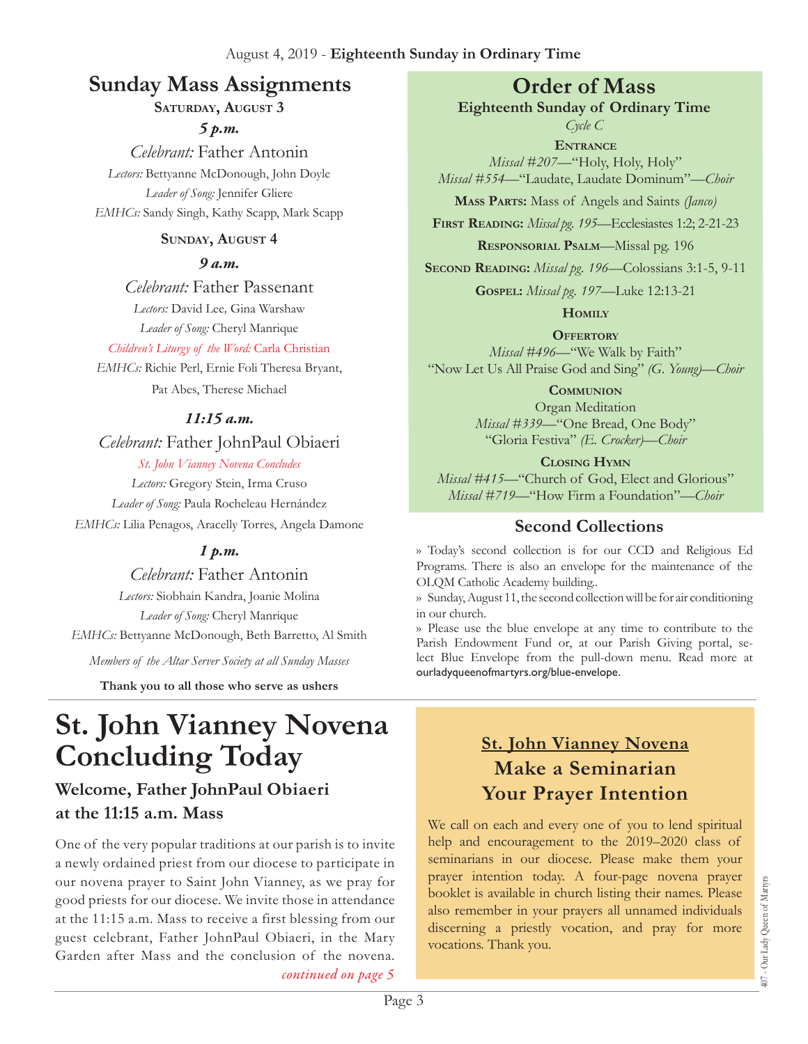August 4, 2019 - **Eighteenth Sunday in Ordinary Time**

## Sunday Mass Assignments

**Saturday, August 3**

***5 p.m.***

*Celebrant:* Father Antonin

*Lectors:* Bettyanne McDonough, John Doyle

*Leader of Song:* Jennifer Gliere

*EMHCs:* Sandy Singh, Kathy Scapp, Mark Scapp

**Sunday, August 4**

***9 a.m.***

*Celebrant:* Father Passenant

*Lectors:* David Lee, Gina Warshaw

*Leader of Song:* Cheryl Manrique

*Children's Liturgy of the Word:* Carla Christian

*EMHCs:* Richie Perl, Ernie Foli Theresa Bryant, Pat Abes, Therese Michael

***11:15 a.m.***

*Celebrant:* Father JohnPaul Obiaeri

*St. John Vianney Novena Concludes*

*Lectors:* Gregory Stein, Irma Cruso

*Leader of Song:* Paula Rocheleau Hernández

*EMHCs:* Lilia Penagos, Aracelly Torres, Angela Damone

***1 p.m.***

*Celebrant:* Father Antonin

*Lectors:* Siobhain Kandra, Joanie Molina

*Leader of Song:* Cheryl Manrique

*EMHCs:* Bettyanne McDonough, Beth Barretto, Al Smith

*Members of the Altar Server Society at all Sunday Masses*

**Thank you to all those who serve as ushers**

## Order of Mass

**Eighteenth Sunday of Ordinary Time**

*Cycle C*

**Entrance**

*Missal #207*—"Holy, Holy, Holy"

*Missal #554*—"Laudate, Laudate Dominum"—*Choir*

**Mass Parts:** Mass of Angels and Saints *(Janco)*

**First Reading:** *Missal pg. 195*—Ecclesiastes 1:2; 2-21-23

**Responsorial Psalm**—Missal pg. 196

**Second Reading:** *Missal pg. 196*—Colossians 3:1-5, 9-11

**Gospel:** *Missal pg. 197*—Luke 12:13-21

**Homily**

**Offertory**

*Missal #496*—"We Walk by Faith"

"Now Let Us All Praise God and Sing" *(G. Young)—Choir*

**Communion**

Organ Meditation

*Missal #339*—"One Bread, One Body"

"Gloria Festiva" *(E. Crocker)—Choir*

**Closing Hymn**

*Missal #415*—"Church of God, Elect and Glorious"

*Missal #719*—"How Firm a Foundation"—*Choir*

## Second Collections

» Today's second collection is for our CCD and Religious Ed Programs. There is also an envelope for the maintenance of the OLQM Catholic Academy building..

» Sunday, August 11, the second collection will be for air conditioning in our church.

» Please use the blue envelope at any time to contribute to the Parish Endowment Fund or, at our Parish Giving portal, select Blue Envelope from the pull-down menu. Read more at ourladyqueenofmartyrs.org/blue-envelope.

# St. John Vianney Novena Concluding Today

### Welcome, Father JohnPaul Obiaeri at the 11:15 a.m. Mass

One of the very popular traditions at our parish is to invite a newly ordained priest from our diocese to participate in our novena prayer to Saint John Vianney, as we pray for good priests for our diocese. We invite those in attendance at the 11:15 a.m. Mass to receive a first blessing from our guest celebrant, Father JohnPaul Obiaeri, in the Mary Garden after Mass and the conclusion of the novena. *continued on page 5*

## St. John Vianney Novena Make a Seminarian Your Prayer Intention

We call on each and every one of you to lend spiritual help and encouragement to the 2019–2020 class of seminarians in our diocese. Please make them your prayer intention today. A four-page novena prayer booklet is available in church listing their names. Please also remember in your prayers all unnamed individuals discerning a priestly vocation, and pray for more vocations. Thank you.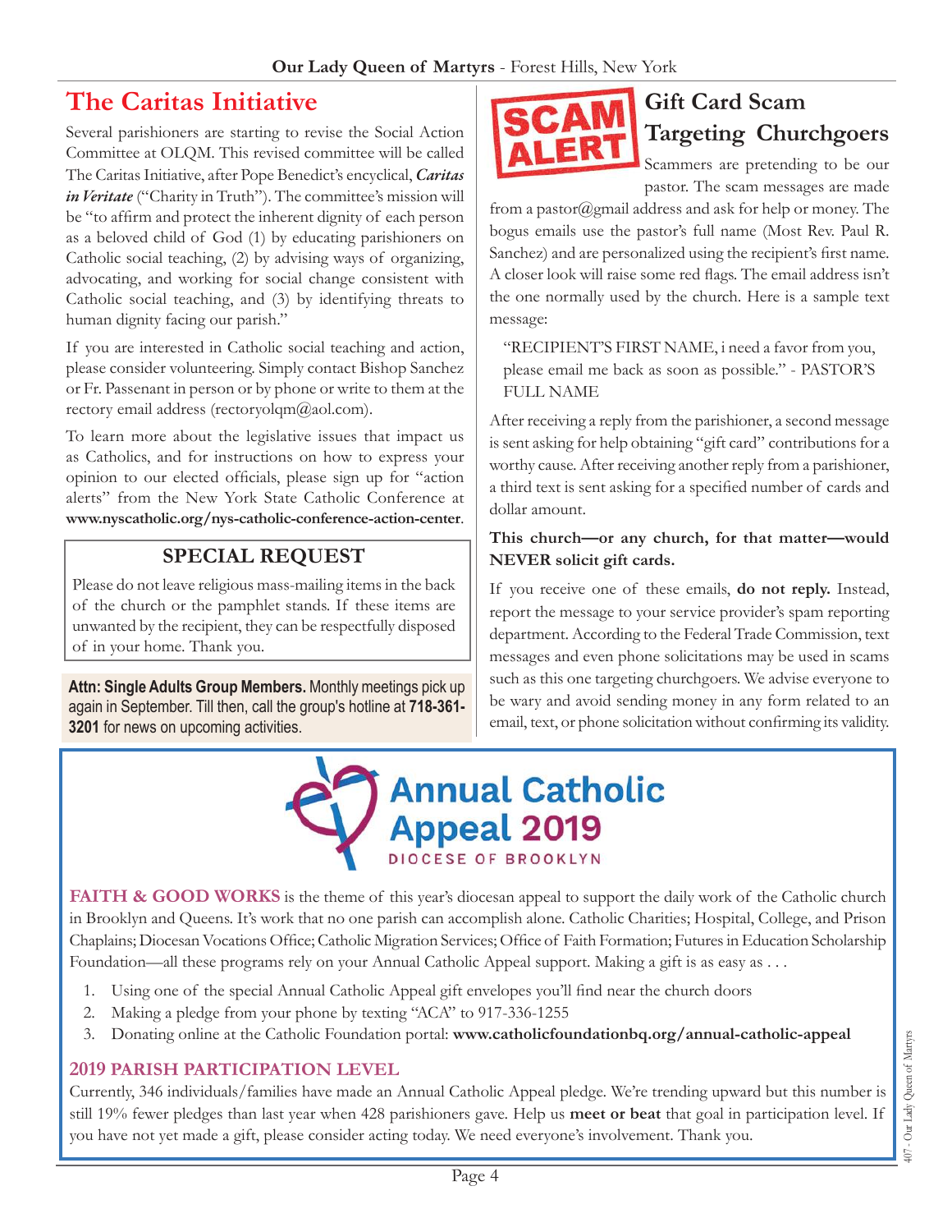## The Caritas Initiative

Several parishioners are starting to revise the Social Action Committee at OLQM. This revised committee will be called The Caritas Initiative, after Pope Benedict's encyclical, ***Caritas in Veritate*** ("Charity in Truth"). The committee's mission will be "to affirm and protect the inherent dignity of each person as a beloved child of God (1) by educating parishioners on Catholic social teaching, (2) by advising ways of organizing, advocating, and working for social change consistent with Catholic social teaching, and (3) by identifying threats to human dignity facing our parish."

If you are interested in Catholic social teaching and action, please consider volunteering. Simply contact Bishop Sanchez or Fr. Passenant in person or by phone or write to them at the rectory email address (rectoryolqm@aol.com).

To learn more about the legislative issues that impact us as Catholics, and for instructions on how to express your opinion to our elected officials, please sign up for "action alerts" from the New York State Catholic Conference at **www.nyscatholic.org/nys-catholic-conference-action-center**.

### SPECIAL REQUEST

Please do not leave religious mass-mailing items in the back of the church or the pamphlet stands. If these items are unwanted by the recipient, they can be respectfully disposed of in your home. Thank you.

**Attn: Single Adults Group Members.** Monthly meetings pick up again in September. Till then, call the group's hotline at **718-361-3201** for news on upcoming activities.

## SCAM ALERT — Gift Card Scam Targeting Churchgoers

Scammers are pretending to be our pastor. The scam messages are made from a pastor@gmail address and ask for help or money. The bogus emails use the pastor's full name (Most Rev. Paul R. Sanchez) and are personalized using the recipient's first name. A closer look will raise some red flags. The email address isn't the one normally used by the church. Here is a sample text message:

> "RECIPIENT'S FIRST NAME, i need a favor from you, please email me back as soon as possible." - PASTOR'S FULL NAME

After receiving a reply from the parishioner, a second message is sent asking for help obtaining "gift card" contributions for a worthy cause. After receiving another reply from a parishioner, a third text is sent asking for a specified number of cards and dollar amount.

**This church—or any church, for that matter—would NEVER solicit gift cards.**

If you receive one of these emails, **do not reply.** Instead, report the message to your service provider's spam reporting department. According to the Federal Trade Commission, text messages and even phone solicitations may be used in scams such as this one targeting churchgoers. We advise everyone to be wary and avoid sending money in any form related to an email, text, or phone solicitation without confirming its validity.

## Annual Catholic Appeal 2019

DIOCESE OF BROOKLYN

**FAITH & GOOD WORKS** is the theme of this year's diocesan appeal to support the daily work of the Catholic church in Brooklyn and Queens. It's work that no one parish can accomplish alone. Catholic Charities; Hospital, College, and Prison Chaplains; Diocesan Vocations Office; Catholic Migration Services; Office of Faith Formation; Futures in Education Scholarship Foundation—all these programs rely on your Annual Catholic Appeal support. Making a gift is as easy as . . .

1. Using one of the special Annual Catholic Appeal gift envelopes you'll find near the church doors
2. Making a pledge from your phone by texting "ACA" to 917-336-1255
3. Donating online at the Catholic Foundation portal: **www.catholicfoundationbq.org/annual-catholic-appeal**

### 2019 PARISH PARTICIPATION LEVEL

Currently, 346 individuals/families have made an Annual Catholic Appeal pledge. We're trending upward but this number is still 19% fewer pledges than last year when 428 parishioners gave. Help us **meet or beat** that goal in participation level. If you have not yet made a gift, please consider acting today. We need everyone's involvement. Thank you.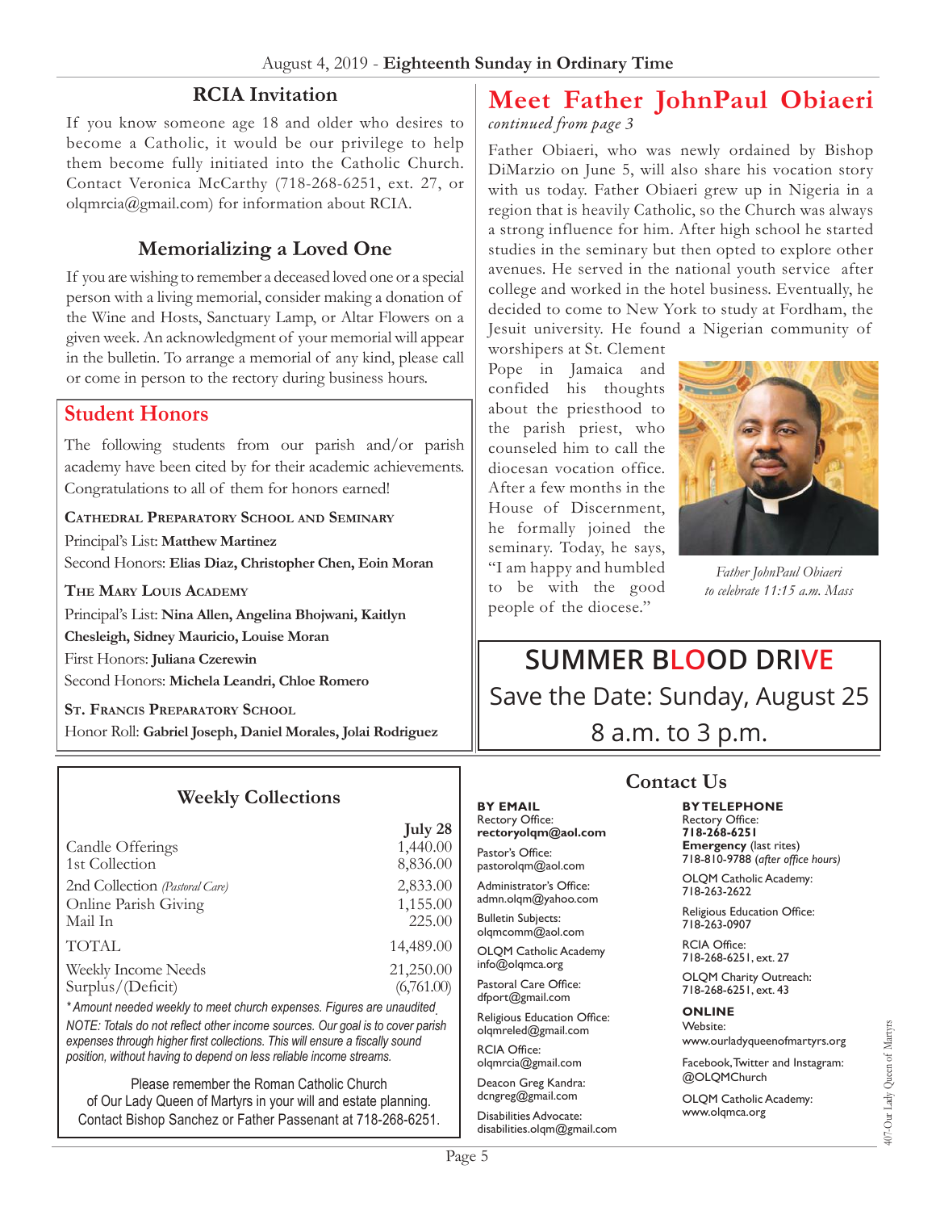## RCIA Invitation

If you know someone age 18 and older who desires to become a Catholic, it would be our privilege to help them become fully initiated into the Catholic Church. Contact Veronica McCarthy (718-268-6251, ext. 27, or olqmrcia@gmail.com) for information about RCIA.

## Memorializing a Loved One

If you are wishing to remember a deceased loved one or a special person with a living memorial, consider making a donation of the Wine and Hosts, Sanctuary Lamp, or Altar Flowers on a given week. An acknowledgment of your memorial will appear in the bulletin. To arrange a memorial of any kind, please call or come in person to the rectory during business hours.

## Student Honors

The following students from our parish and/or parish academy have been cited by for their academic achievements. Congratulations to all of them for honors earned!

**Cathedral Preparatory School and Seminary**

Principal's List: **Matthew Martinez**

Second Honors: **Elias Diaz, Christopher Chen, Eoin Moran**

**The Mary Louis Academy**

Principal's List: **Nina Allen, Angelina Bhojwani, Kaitlyn Chesleigh, Sidney Mauricio, Louise Moran**

First Honors: **Juliana Czerewin**

Second Honors: **Michela Leandri, Chloe Romero**

**St. Francis Preparatory School**

Honor Roll: **Gabriel Joseph, Daniel Morales, Jolai Rodriguez**

## Meet Father JohnPaul Obiaeri

*continued from page 3*

Father Obiaeri, who was newly ordained by Bishop DiMarzio on June 5, will also share his vocation story with us today. Father Obiaeri grew up in Nigeria in a region that is heavily Catholic, so the Church was always a strong influence for him. After high school he started studies in the seminary but then opted to explore other avenues. He served in the national youth service after college and worked in the hotel business. Eventually, he decided to come to New York to study at Fordham, the Jesuit university. He found a Nigerian community of worshipers at St. Clement Pope in Jamaica and confided his thoughts about the priesthood to the parish priest, who counseled him to call the diocesan vocation office. After a few months in the House of Discernment, he formally joined the seminary. Today, he says, "I am happy and humbled to be with the good people of the diocese."

*Father JohnPaul Obiaeri to celebrate 11:15 a.m. Mass*

## SUMMER BLOOD DRIVE

Save the Date: Sunday, August 25

8 a.m. to 3 p.m.

## Weekly Collections

| | July 28 |
|---|---|
| Candle Offerings | 1,440.00 |
| 1st Collection | 8,836.00 |
| 2nd Collection *(Pastoral Care)* | 2,833.00 |
| Online Parish Giving | 1,155.00 |
| Mail In | 225.00 |
| TOTAL | 14,489.00 |
| Weekly Income Needs | 21,250.00 |
| Surplus/(Deficit) | (6,761.00) |

*\*Amount needed weekly to meet church expenses. Figures are unaudited.*

*NOTE: Totals do not reflect other income sources. Our goal is to cover parish expenses through higher first collections. This will ensure a fiscally sound position, without having to depend on less reliable income streams.*

Please remember the Roman Catholic Church of Our Lady Queen of Martyrs in your will and estate planning. Contact Bishop Sanchez or Father Passenant at 718-268-6251.

## Contact Us

**BY EMAIL**

Rectory Office:
**rectoryolqm@aol.com**

Pastor's Office:
pastorolqm@aol.com

Administrator's Office:
admn.olqm@yahoo.com

Bulletin Subjects:
olqmcomm@aol.com

OLQM Catholic Academy
info@olqmca.org

Pastoral Care Office:
dfport@gmail.com

Religious Education Office:
olqmreled@gmail.com

RCIA Office:
olqmrcia@gmail.com

Deacon Greg Kandra:
dcngreg@gmail.com

Disabilities Advocate:
disabilities.olqm@gmail.com

**BY TELEPHONE**

Rectory Office:
**718-268-6251**

**Emergency** (last rites)
718-810-9788 (*after office hours*)

OLQM Catholic Academy:
718-263-2622

Religious Education Office:
718-263-0907

RCIA Office:
718-268-6251, ext. 27

OLQM Charity Outreach:
718-268-6251, ext. 43

**ONLINE**

Website:
www.ourladyqueenofmartyrs.org

Facebook, Twitter and Instagram:
@OLQMChurch

OLQM Catholic Academy:
www.olqmca.org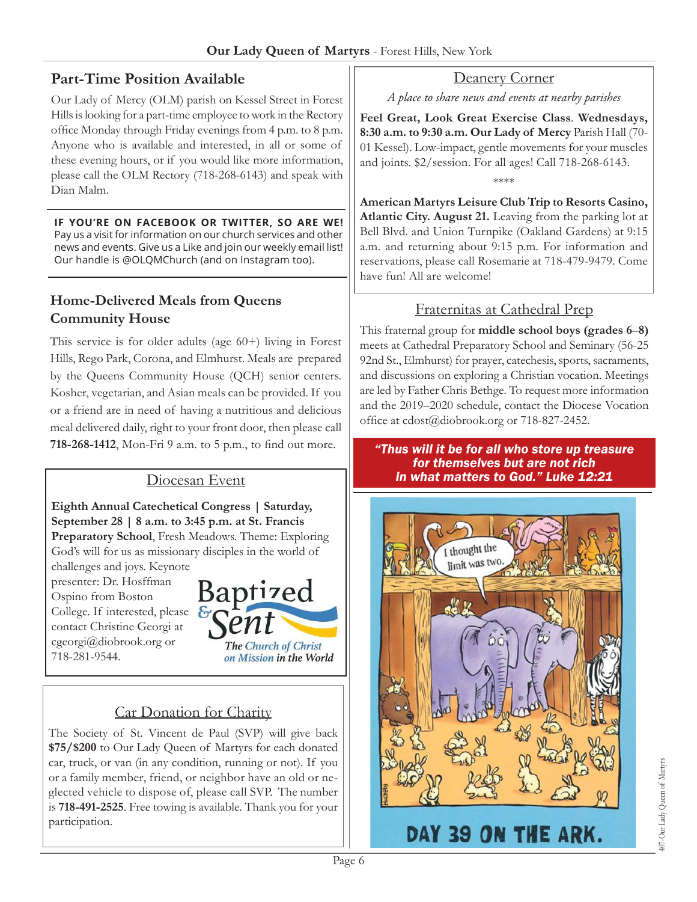## Part-Time Position Available

Our Lady of Mercy (OLM) parish on Kessel Street in Forest Hills is looking for a part-time employee to work in the Rectory office Monday through Friday evenings from 4 p.m. to 8 p.m. Anyone who is available and interested, in all or some of these evening hours, or if you would like more information, please call the OLM Rectory (718-268-6143) and speak with Dian Malm.

**IF YOU'RE ON FACEBOOK OR TWITTER, SO ARE WE!** Pay us a visit for information on our church services and other news and events. Give us a Like and join our weekly email list! Our handle is @OLQMChurch (and on Instagram too).

## Home-Delivered Meals from Queens Community House

This service is for older adults (age 60+) living in Forest Hills, Rego Park, Corona, and Elmhurst. Meals are prepared by the Queens Community House (QCH) senior centers. Kosher, vegetarian, and Asian meals can be provided. If you or a friend are in need of having a nutritious and delicious meal delivered daily, right to your front door, then please call **718-268-1412**, Mon-Fri 9 a.m. to 5 p.m., to find out more.

## Diocesan Event

**Eighth Annual Catechetical Congress | Saturday, September 28 | 8 a.m. to 3:45 p.m. at St. Francis Preparatory School**, Fresh Meadows. Theme: Exploring God's will for us as missionary disciples in the world of challenges and joys. Keynote presenter: Dr. Hosffman Ospino from Boston College. If interested, please contact Christine Georgi at cgeorgi@diobrook.org or 718-281-9544.

Baptized & Sent
The Church of Christ on Mission in the World

## Car Donation for Charity

The Society of St. Vincent de Paul (SVP) will give back **$75/$200** to Our Lady Queen of Martyrs for each donated car, truck, or van (in any condition, running or not). If you or a family member, friend, or neighbor have an old or neglected vehicle to dispose of, please call SVP. The number is **718-491-2525**. Free towing is available. Thank you for your participation.

## Deanery Corner

*A place to share news and events at nearby parishes*

**Feel Great, Look Great Exercise Class**. **Wednesdays, 8:30 a.m. to 9:30 a.m. Our Lady of Mercy** Parish Hall (70-01 Kessel). Low-impact, gentle movements for your muscles and joints. $2/session. For all ages! Call 718-268-6143.

\*\*\*\*

**American Martyrs Leisure Club Trip to Resorts Casino, Atlantic City. August 21.** Leaving from the parking lot at Bell Blvd. and Union Turnpike (Oakland Gardens) at 9:15 a.m. and returning about 9:15 p.m. For information and reservations, please call Rosemarie at 718-479-9479. Come have fun! All are welcome!

## Fraternitas at Cathedral Prep

This fraternal group for **middle school boys (grades 6–8)** meets at Cathedral Preparatory School and Seminary (56-25 92nd St., Elmhurst) for prayer, catechesis, sports, sacraments, and discussions on exploring a Christian vocation. Meetings are led by Father Chris Bethge. To request more information and the 2019–2020 schedule, contact the Diocese Vocation office at cdost@diobrook.org or 718-827-2452.

***"Thus will it be for all who store up treasure for themselves but are not rich in what matters to God." Luke 12:21***

I thought the limit was two.

DAY 39 ON THE ARK.